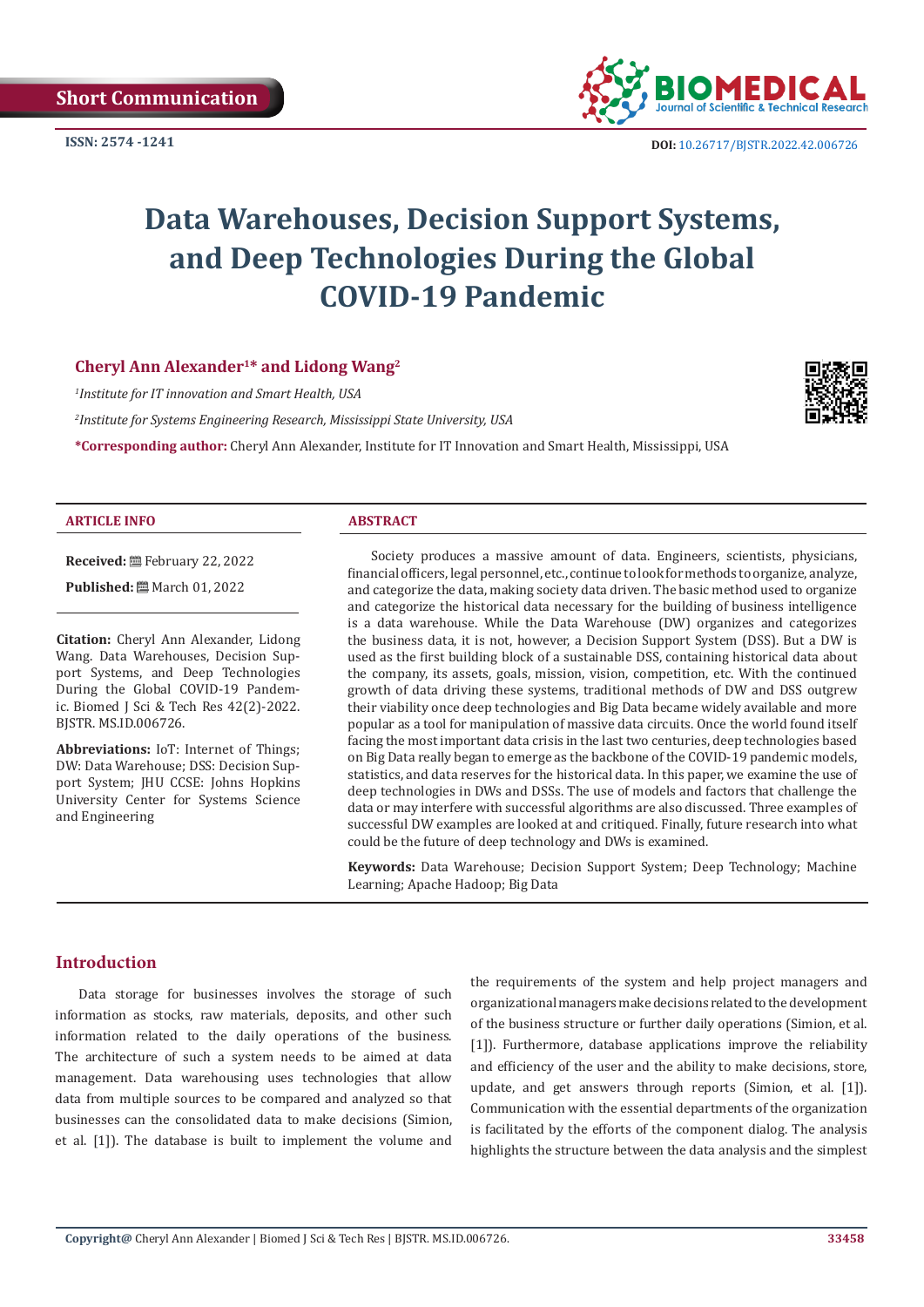Short Communication

ISSN: 2574 -1241

DOI: 10.26717/BJSTR.2022.42.006726

# Data Warehouses, Decision Support Systems, and Deep Technologies During the Global COVID-19 Pandemic

**Cheryl Ann Alexander[1]* and Lidong Wang[2]**

*[1]Institute for IT innovation and Smart Health, USA*

*[2]Institute for Systems Engineering Research, Mississippi State University, USA*

***Corresponding author:** Cheryl Ann Alexander, Institute for IT Innovation and Smart Health, Mississippi, USA

## ARTICLE INFO

**Received:** February 22, 2022

**Published:** March 01, 2022

**Citation:** Cheryl Ann Alexander, Lidong Wang. Data Warehouses, Decision Support Systems, and Deep Technologies During the Global COVID-19 Pandemic. Biomed J Sci & Tech Res 42(2)-2022. BJSTR. MS.ID.006726.

**Abbreviations:** IoT: Internet of Things; DW: Data Warehouse; DSS: Decision Support System; JHU CCSE: Johns Hopkins University Center for Systems Science and Engineering

## ABSTRACT

Society produces a massive amount of data. Engineers, scientists, physicians, financial officers, legal personnel, etc., continue to look for methods to organize, analyze, and categorize the data, making society data driven. The basic method used to organize and categorize the historical data necessary for the building of business intelligence is a data warehouse. While the Data Warehouse (DW) organizes and categorizes the business data, it is not, however, a Decision Support System (DSS). But a DW is used as the first building block of a sustainable DSS, containing historical data about the company, its assets, goals, mission, vision, competition, etc. With the continued growth of data driving these systems, traditional methods of DW and DSS outgrew their viability once deep technologies and Big Data became widely available and more popular as a tool for manipulation of massive data circuits. Once the world found itself facing the most important data crisis in the last two centuries, deep technologies based on Big Data really began to emerge as the backbone of the COVID-19 pandemic models, statistics, and data reserves for the historical data. In this paper, we examine the use of deep technologies in DWs and DSSs. The use of models and factors that challenge the data or may interfere with successful algorithms are also discussed. Three examples of successful DW examples are looked at and critiqued. Finally, future research into what could be the future of deep technology and DWs is examined.

**Keywords:** Data Warehouse; Decision Support System; Deep Technology; Machine Learning; Apache Hadoop; Big Data

## Introduction

Data storage for businesses involves the storage of such information as stocks, raw materials, deposits, and other such information related to the daily operations of the business. The architecture of such a system needs to be aimed at data management. Data warehousing uses technologies that allow data from multiple sources to be compared and analyzed so that businesses can the consolidated data to make decisions (Simion, et al. [1]). The database is built to implement the volume and the requirements of the system and help project managers and organizational managers make decisions related to the development of the business structure or further daily operations (Simion, et al. [1]). Furthermore, database applications improve the reliability and efficiency of the user and the ability to make decisions, store, update, and get answers through reports (Simion, et al. [1]). Communication with the essential departments of the organization is facilitated by the efforts of the component dialog. The analysis highlights the structure between the data analysis and the simplest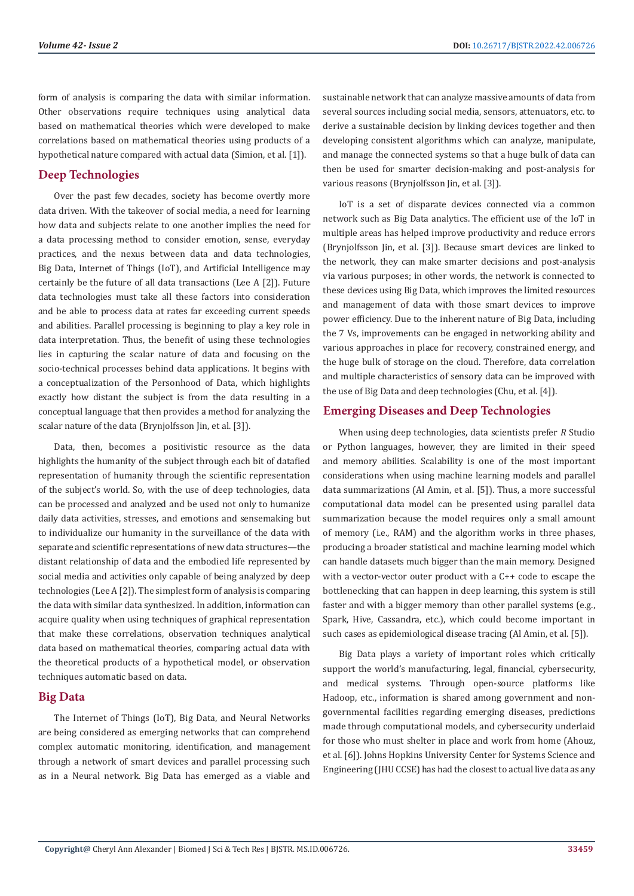form of analysis is comparing the data with similar information. Other observations require techniques using analytical data based on mathematical theories which were developed to make correlations based on mathematical theories using products of a hypothetical nature compared with actual data (Simion, et al. [1]).

## Deep Technologies

Over the past few decades, society has become overtly more data driven. With the takeover of social media, a need for learning how data and subjects relate to one another implies the need for a data processing method to consider emotion, sense, everyday practices, and the nexus between data and data technologies, Big Data, Internet of Things (IoT), and Artificial Intelligence may certainly be the future of all data transactions (Lee A [2]). Future data technologies must take all these factors into consideration and be able to process data at rates far exceeding current speeds and abilities. Parallel processing is beginning to play a key role in data interpretation. Thus, the benefit of using these technologies lies in capturing the scalar nature of data and focusing on the socio-technical processes behind data applications. It begins with a conceptualization of the Personhood of Data, which highlights exactly how distant the subject is from the data resulting in a conceptual language that then provides a method for analyzing the scalar nature of the data (Brynjolfsson Jin, et al. [3]).

Data, then, becomes a positivistic resource as the data highlights the humanity of the subject through each bit of datafied representation of humanity through the scientific representation of the subject's world. So, with the use of deep technologies, data can be processed and analyzed and be used not only to humanize daily data activities, stresses, and emotions and sensemaking but to individualize our humanity in the surveillance of the data with separate and scientific representations of new data structures—the distant relationship of data and the embodied life represented by social media and activities only capable of being analyzed by deep technologies (Lee A [2]). The simplest form of analysis is comparing the data with similar data synthesized. In addition, information can acquire quality when using techniques of graphical representation that make these correlations, observation techniques analytical data based on mathematical theories, comparing actual data with the theoretical products of a hypothetical model, or observation techniques automatic based on data.

## Big Data

The Internet of Things (IoT), Big Data, and Neural Networks are being considered as emerging networks that can comprehend complex automatic monitoring, identification, and management through a network of smart devices and parallel processing such as in a Neural network. Big Data has emerged as a viable and sustainable network that can analyze massive amounts of data from several sources including social media, sensors, attenuators, etc. to derive a sustainable decision by linking devices together and then developing consistent algorithms which can analyze, manipulate, and manage the connected systems so that a huge bulk of data can then be used for smarter decision-making and post-analysis for various reasons (Brynjolfsson Jin, et al. [3]).

IoT is a set of disparate devices connected via a common network such as Big Data analytics. The efficient use of the IoT in multiple areas has helped improve productivity and reduce errors (Brynjolfsson Jin, et al. [3]). Because smart devices are linked to the network, they can make smarter decisions and post-analysis via various purposes; in other words, the network is connected to these devices using Big Data, which improves the limited resources and management of data with those smart devices to improve power efficiency. Due to the inherent nature of Big Data, including the 7 Vs, improvements can be engaged in networking ability and various approaches in place for recovery, constrained energy, and the huge bulk of storage on the cloud. Therefore, data correlation and multiple characteristics of sensory data can be improved with the use of Big Data and deep technologies (Chu, et al. [4]).

## Emerging Diseases and Deep Technologies

When using deep technologies, data scientists prefer *R* Studio or Python languages, however, they are limited in their speed and memory abilities. Scalability is one of the most important considerations when using machine learning models and parallel data summarizations (Al Amin, et al. [5]). Thus, a more successful computational data model can be presented using parallel data summarization because the model requires only a small amount of memory (i.e., RAM) and the algorithm works in three phases, producing a broader statistical and machine learning model which can handle datasets much bigger than the main memory. Designed with a vector-vector outer product with a C++ code to escape the bottlenecking that can happen in deep learning, this system is still faster and with a bigger memory than other parallel systems (e.g., Spark, Hive, Cassandra, etc.), which could become important in such cases as epidemiological disease tracing (Al Amin, et al. [5]).

Big Data plays a variety of important roles which critically support the world's manufacturing, legal, financial, cybersecurity, and medical systems. Through open-source platforms like Hadoop, etc., information is shared among government and non-governmental facilities regarding emerging diseases, predictions made through computational models, and cybersecurity underlaid for those who must shelter in place and work from home (Ahouz, et al. [6]). Johns Hopkins University Center for Systems Science and Engineering (JHU CCSE) has had the closest to actual live data as any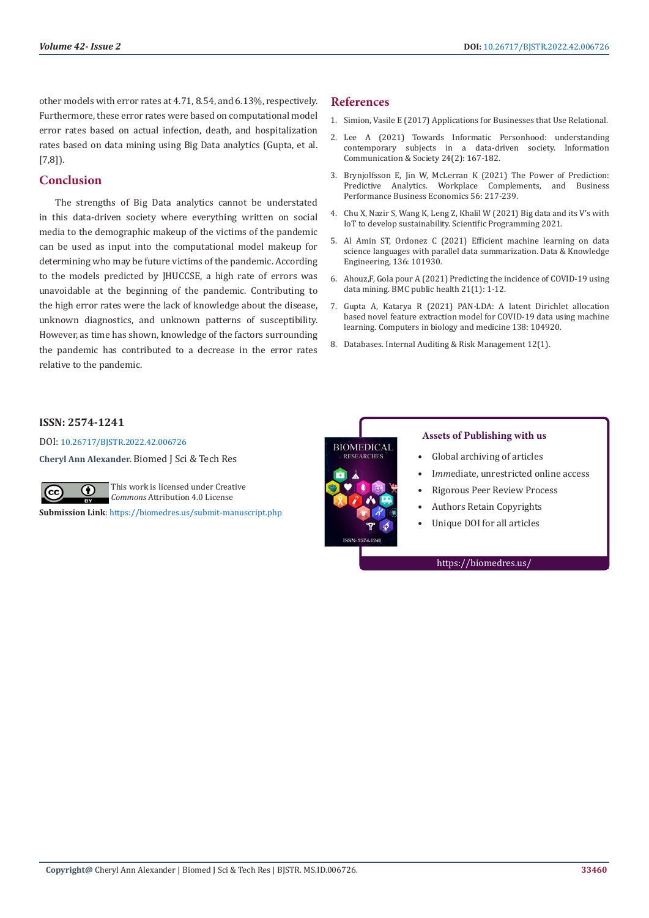other models with error rates at 4.71, 8.54, and 6.13%, respectively. Furthermore, these error rates were based on computational model error rates based on actual infection, death, and hospitalization rates based on data mining using Big Data analytics (Gupta, et al. [7,8]).

## Conclusion

The strengths of Big Data analytics cannot be understated in this data-driven society where everything written on social media to the demographic makeup of the victims of the pandemic can be used as input into the computational model makeup for determining who may be future victims of the pandemic. According to the models predicted by JHUCCSE, a high rate of errors was unavoidable at the beginning of the pandemic. Contributing to the high error rates were the lack of knowledge about the disease, unknown diagnostics, and unknown patterns of susceptibility. However, as time has shown, knowledge of the factors surrounding the pandemic has contributed to a decrease in the error rates relative to the pandemic.

## References

1. Simion, Vasile E (2017) Applications for Businesses that Use Relational.
2. Lee A (2021) Towards Informatic Personhood: understanding contemporary subjects in a data-driven society. Information Communication & Society 24(2): 167-182.
3. Brynjolfsson E, Jin W, McLerran K (2021) The Power of Prediction: Predictive Analytics. Workplace Complements, and Business Performance Business Economics 56: 217-239.
4. Chu X, Nazir S, Wang K, Leng Z, Khalil W (2021) Big data and its V's with IoT to develop sustainability. Scientific Programming 2021.
5. Al Amin ST, Ordonez C (2021) Efficient machine learning on data science languages with parallel data summarization. Data & Knowledge Engineering, 136: 101930.
6. Ahouz,F, Gola pour A (2021) Predicting the incidence of COVID-19 using data mining. BMC public health 21(1): 1-12.
7. Gupta A, Katarya R (2021) PAN-LDA: A latent Dirichlet allocation based novel feature extraction model for COVID-19 data using machine learning. Computers in biology and medicine 138: 104920.
8. Databases. Internal Auditing & Risk Management 12(1).

**ISSN: 2574-1241**

DOI: 10.26717/BJSTR.2022.42.006726

**Cheryl Ann Alexander.** Biomed J Sci & Tech Res

This work is licensed under Creative *Commons* Attribution 4.0 License

**Submission Link**: https://biomedres.us/submit-manuscript.php

**Assets of Publishing with us**

- Global archiving of articles
- Immediate, unrestricted online access
- Rigorous Peer Review Process
- Authors Retain Copyrights
- Unique DOI for all articles

https://biomedres.us/